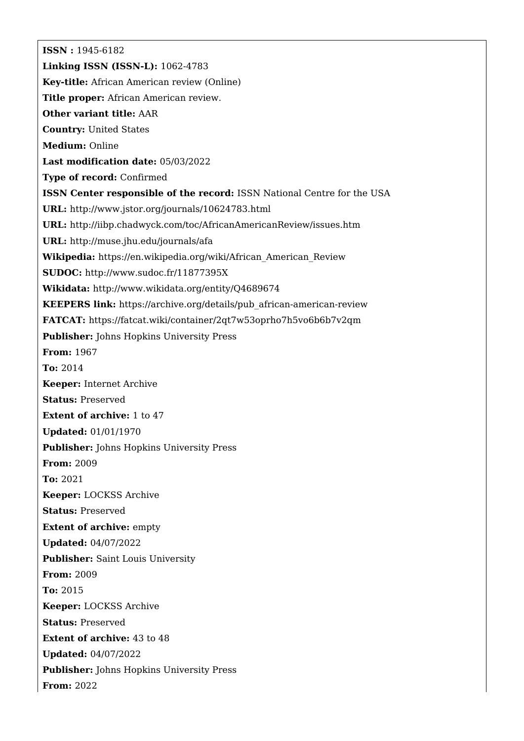**ISSN :** 1945-6182

**Linking ISSN (ISSN-L):** 1062-4783

**Key-title:** African American review (Online)

**Title proper:** African American review.

**Other variant title:** AAR

**Country:** United States

**Medium:** Online

**Last modification date:** 05/03/2022

**Type of record:** Confirmed

**ISSN Center responsible of the record:** ISSN National Centre for the USA

**URL:** http://www.jstor.org/journals/10624783.html

**URL:** http://iibp.chadwyck.com/toc/AfricanAmericanReview/issues.htm

**URL:** http://muse.jhu.edu/journals/afa

**Wikipedia:** https://en.wikipedia.org/wiki/African_American_Review

**SUDOC:** http://www.sudoc.fr/11877395X

**Wikidata:** http://www.wikidata.org/entity/Q4689674

**KEEPERS link:** https://archive.org/details/pub_african-american-review

**FATCAT:** https://fatcat.wiki/container/2qt7w53oprho7h5vo6b6b7v2qm

**Publisher:** Johns Hopkins University Press

**From:** 1967

**To:** 2014

**Keeper:** Internet Archive

**Status:** Preserved

**Extent of archive:** 1 to 47

**Updated:** 01/01/1970

**Publisher:** Johns Hopkins University Press

**From:** 2009

**To:** 2021

**Keeper:** LOCKSS Archive

**Status:** Preserved

**Extent of archive:** empty

**Updated:** 04/07/2022

**Publisher:** Saint Louis University

**From:** 2009

**To:** 2015

**Keeper:** LOCKSS Archive

**Status:** Preserved

**Extent of archive:** 43 to 48

**Updated:** 04/07/2022

**Publisher:** Johns Hopkins University Press

**From:** 2022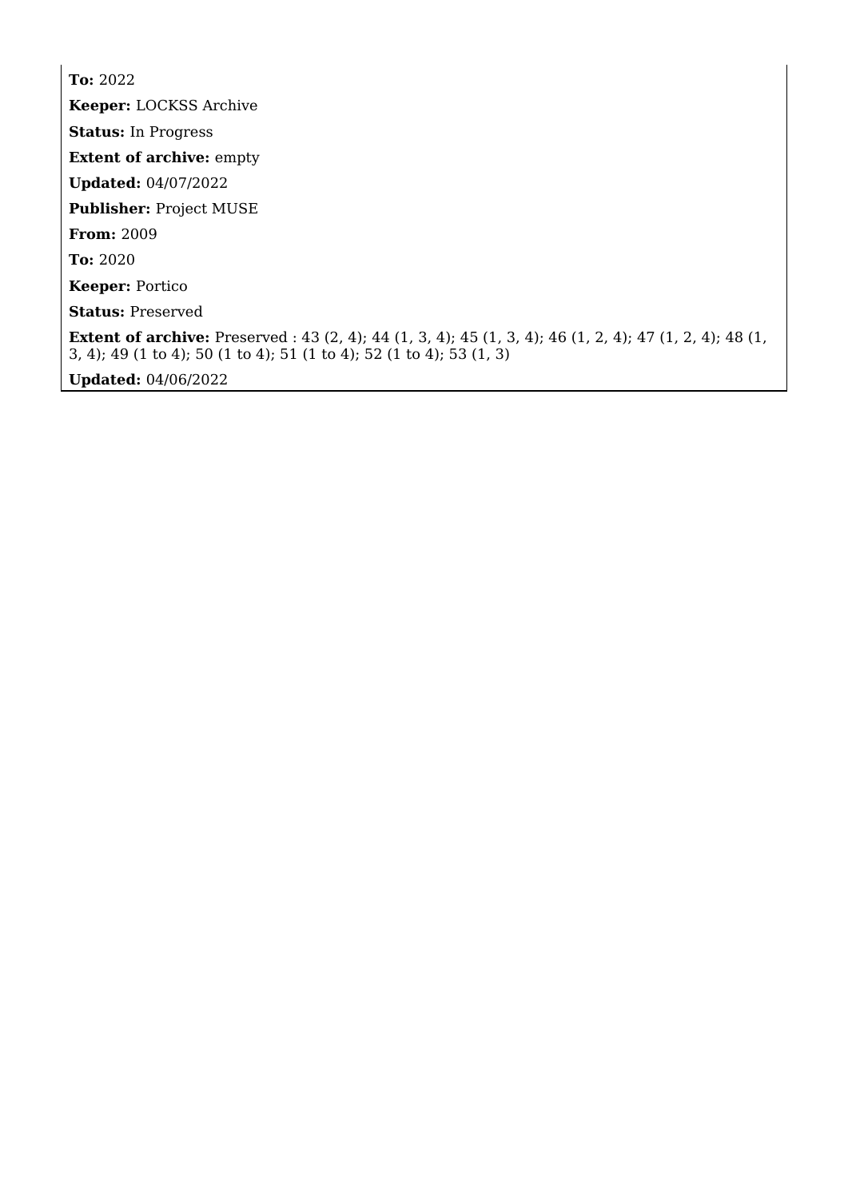**To:** 2022

**Keeper:** LOCKSS Archive

**Status:** In Progress

**Extent of archive:** empty

**Updated:** 04/07/2022

**Publisher:** Project MUSE

**From:** 2009

**To:** 2020

**Keeper:** Portico

**Status:** Preserved

**Extent of archive:** Preserved : 43 (2, 4); 44 (1, 3, 4); 45 (1, 3, 4); 46 (1, 2, 4); 47 (1, 2, 4); 48 (1, 3, 4); 49 (1 to 4); 50 (1 to 4); 51 (1 to 4); 52 (1 to 4); 53 (1, 3)

**Updated:** 04/06/2022